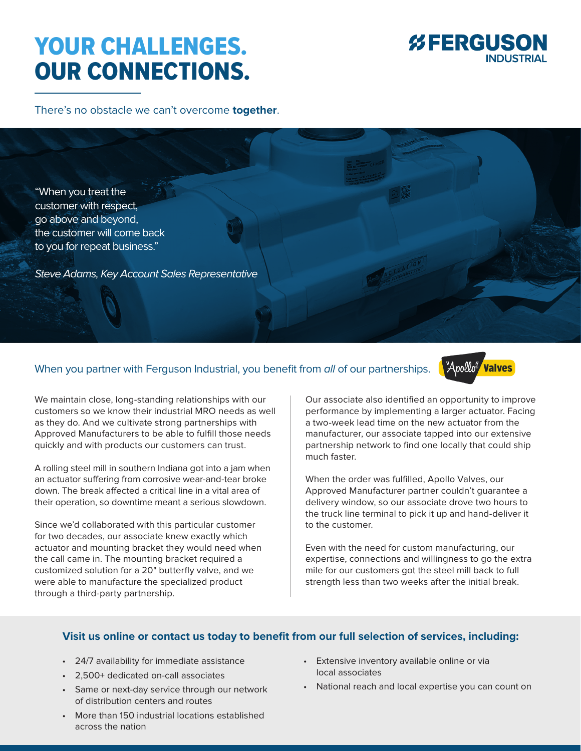# YOUR CHALLENGES. OUR CONNECTIONS.

FERGUSON INDUSTRIAL

There's no obstacle we can't overcome **together**.

"When you treat the customer with respect, go above and beyond, the customer will come back to you for repeat business."

*Steve Adams, Key Account Sales Representative*

## When you partner with Ferguson Industrial, you benefit from *all* of our partnerships.

"Apollo" Valves

We maintain close, long-standing relationships with our customers so we know their industrial MRO needs as well as they do. And we cultivate strong partnerships with Approved Manufacturers to be able to fulfill those needs quickly and with products our customers can trust.

A rolling steel mill in southern Indiana got into a jam when an actuator suffering from corrosive wear-and-tear broke down. The break affected a critical line in a vital area of their operation, so downtime meant a serious slowdown.

Since we'd collaborated with this particular customer for two decades, our associate knew exactly which actuator and mounting bracket they would need when the call came in. The mounting bracket required a customized solution for a 20" butterfly valve, and we were able to manufacture the specialized product through a third-party partnership.

Our associate also identified an opportunity to improve performance by implementing a larger actuator. Facing a two-week lead time on the new actuator from the manufacturer, our associate tapped into our extensive partnership network to find one locally that could ship much faster.

When the order was fulfilled, Apollo Valves, our Approved Manufacturer partner couldn't guarantee a delivery window, so our associate drove two hours to the truck line terminal to pick it up and hand-deliver it to the customer.

Even with the need for custom manufacturing, our expertise, connections and willingness to go the extra mile for our customers got the steel mill back to full strength less than two weeks after the initial break.

### Visit us online or contact us today to benefit from our full selection of services, including:

- 24/7 availability for immediate assistance
- 2,500+ dedicated on-call associates
- Same or next-day service through our network of distribution centers and routes
- More than 150 industrial locations established across the nation
- Extensive inventory available online or via local associates
- National reach and local expertise you can count on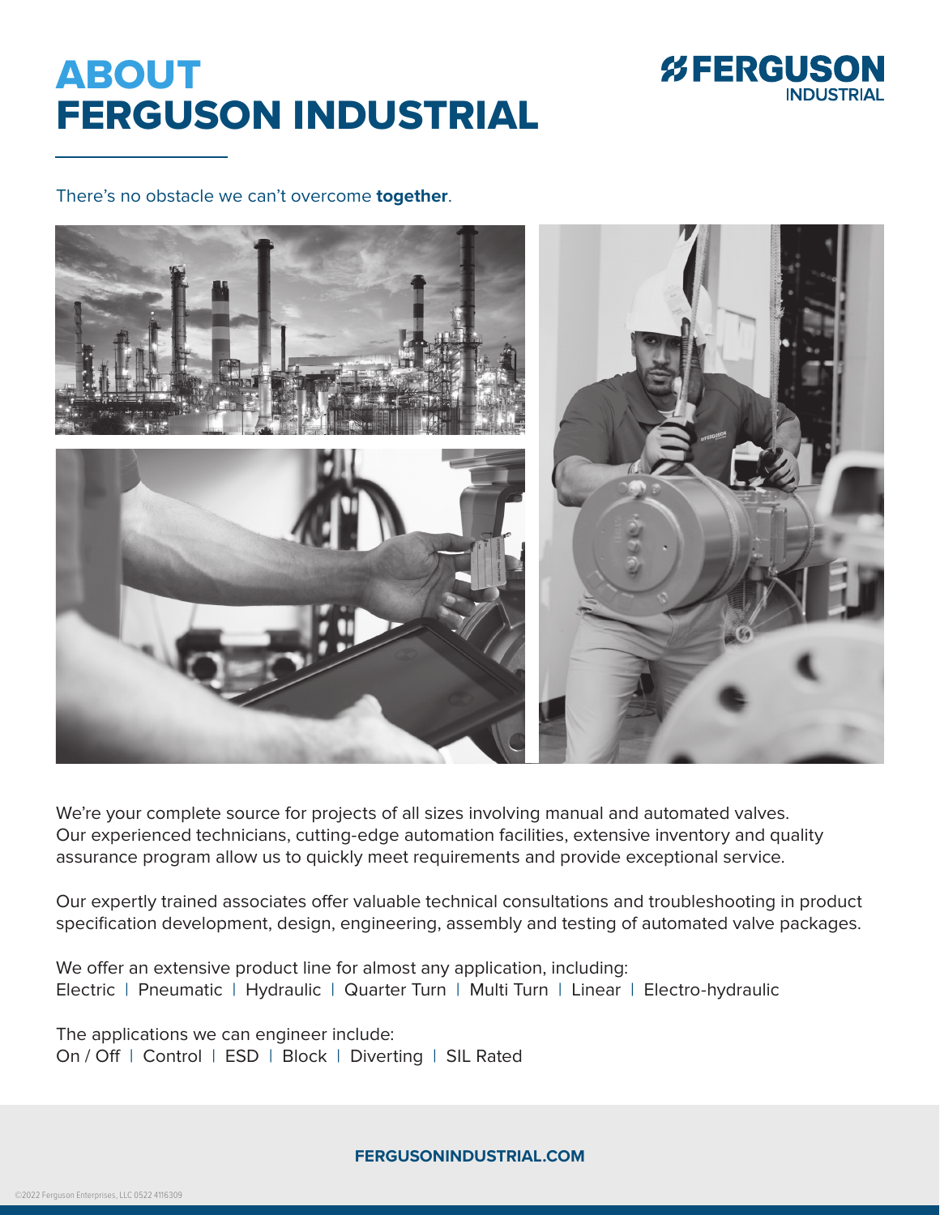# ABOUT FERGUSON INDUSTRIAL

FERGUSON INDUSTRIAL

There's no obstacle we can't overcome **together**.

We're your complete source for projects of all sizes involving manual and automated valves. Our experienced technicians, cutting-edge automation facilities, extensive inventory and quality assurance program allow us to quickly meet requirements and provide exceptional service.

Our expertly trained associates offer valuable technical consultations and troubleshooting in product specification development, design, engineering, assembly and testing of automated valve packages.

We offer an extensive product line for almost any application, including:
Electric | Pneumatic | Hydraulic | Quarter Turn | Multi Turn | Linear | Electro-hydraulic

The applications we can engineer include:
On / Off | Control | ESD | Block | Diverting | SIL Rated

**FERGUSONINDUSTRIAL.COM**

©2022 Ferguson Enterprises, LLC 0522 4116309